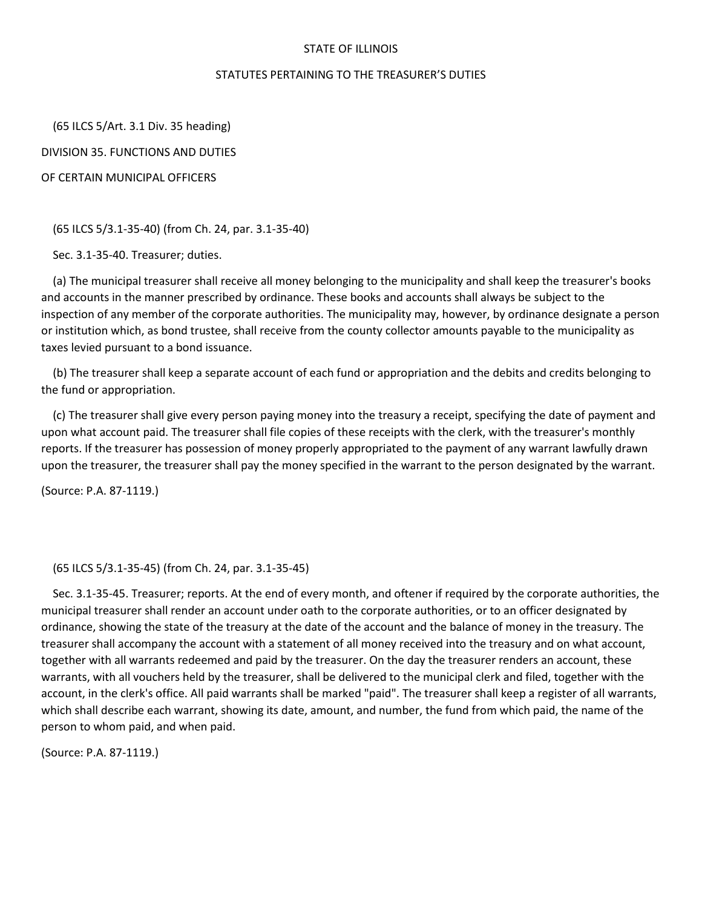# STATE OF ILLINOIS

## STATUTES PERTAINING TO THE TREASURER'S DUTIES

(65 ILCS 5/Art. 3.1 Div. 35 heading)

DIVISION 35. FUNCTIONS AND DUTIES

OF CERTAIN MUNICIPAL OFFICERS

(65 ILCS 5/3.1-35-40) (from Ch. 24, par. 3.1-35-40)

Sec. 3.1-35-40. Treasurer; duties.

(a) The municipal treasurer shall receive all money belonging to the municipality and shall keep the treasurer's books and accounts in the manner prescribed by ordinance. These books and accounts shall always be subject to the inspection of any member of the corporate authorities. The municipality may, however, by ordinance designate a person or institution which, as bond trustee, shall receive from the county collector amounts payable to the municipality as taxes levied pursuant to a bond issuance.

(b) The treasurer shall keep a separate account of each fund or appropriation and the debits and credits belonging to the fund or appropriation.

(c) The treasurer shall give every person paying money into the treasury a receipt, specifying the date of payment and upon what account paid. The treasurer shall file copies of these receipts with the clerk, with the treasurer's monthly reports. If the treasurer has possession of money properly appropriated to the payment of any warrant lawfully drawn upon the treasurer, the treasurer shall pay the money specified in the warrant to the person designated by the warrant.

(Source: P.A. 87-1119.)

(65 ILCS 5/3.1-35-45) (from Ch. 24, par. 3.1-35-45)

Sec. 3.1-35-45. Treasurer; reports. At the end of every month, and oftener if required by the corporate authorities, the municipal treasurer shall render an account under oath to the corporate authorities, or to an officer designated by ordinance, showing the state of the treasury at the date of the account and the balance of money in the treasury. The treasurer shall accompany the account with a statement of all money received into the treasury and on what account, together with all warrants redeemed and paid by the treasurer. On the day the treasurer renders an account, these warrants, with all vouchers held by the treasurer, shall be delivered to the municipal clerk and filed, together with the account, in the clerk's office. All paid warrants shall be marked "paid". The treasurer shall keep a register of all warrants, which shall describe each warrant, showing its date, amount, and number, the fund from which paid, the name of the person to whom paid, and when paid.

(Source: P.A. 87-1119.)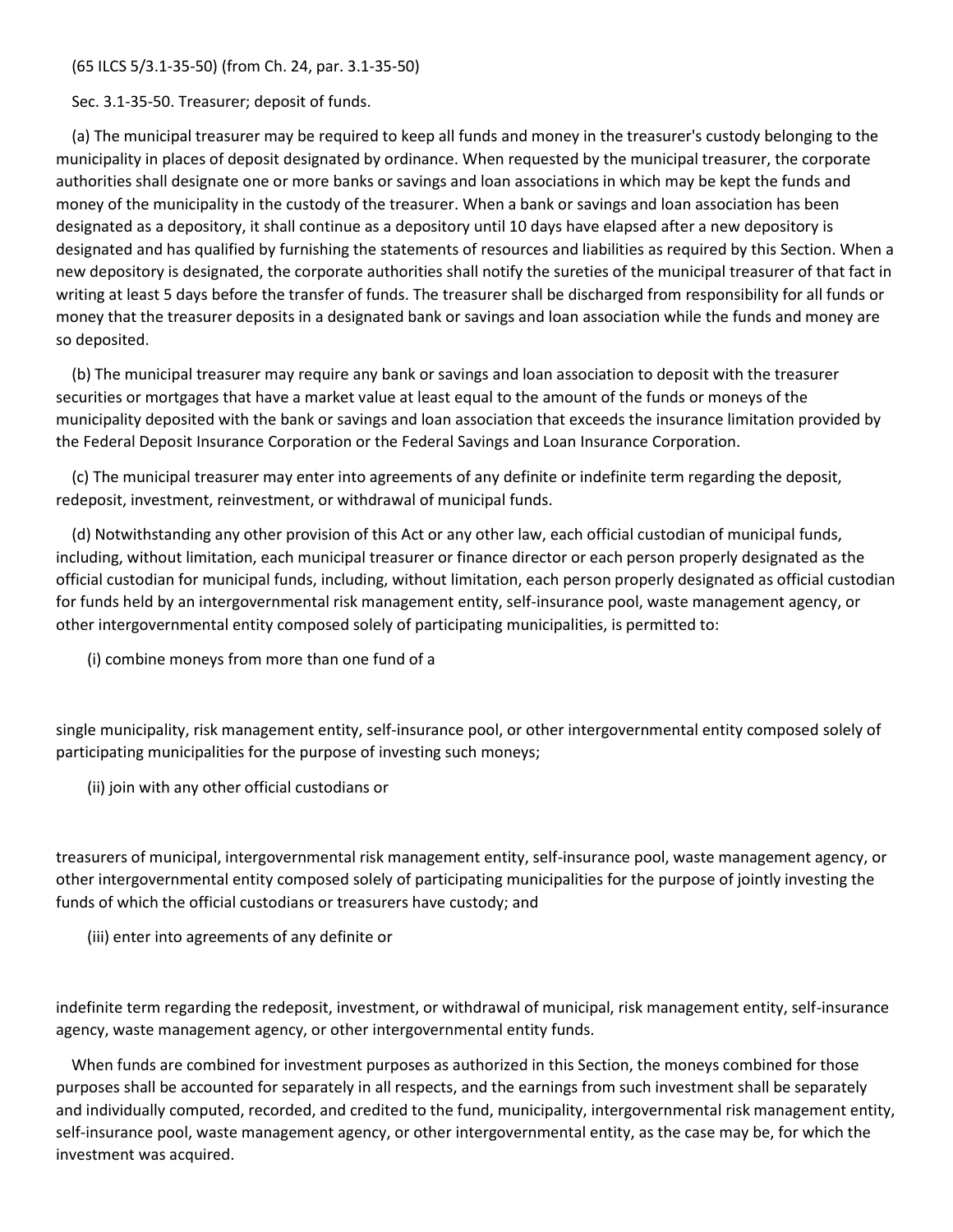(65 ILCS 5/3.1-35-50) (from Ch. 24, par. 3.1-35-50)

Sec. 3.1-35-50. Treasurer; deposit of funds.

(a) The municipal treasurer may be required to keep all funds and money in the treasurer's custody belonging to the municipality in places of deposit designated by ordinance. When requested by the municipal treasurer, the corporate authorities shall designate one or more banks or savings and loan associations in which may be kept the funds and money of the municipality in the custody of the treasurer. When a bank or savings and loan association has been designated as a depository, it shall continue as a depository until 10 days have elapsed after a new depository is designated and has qualified by furnishing the statements of resources and liabilities as required by this Section. When a new depository is designated, the corporate authorities shall notify the sureties of the municipal treasurer of that fact in writing at least 5 days before the transfer of funds. The treasurer shall be discharged from responsibility for all funds or money that the treasurer deposits in a designated bank or savings and loan association while the funds and money are so deposited.

(b) The municipal treasurer may require any bank or savings and loan association to deposit with the treasurer securities or mortgages that have a market value at least equal to the amount of the funds or moneys of the municipality deposited with the bank or savings and loan association that exceeds the insurance limitation provided by the Federal Deposit Insurance Corporation or the Federal Savings and Loan Insurance Corporation.

(c) The municipal treasurer may enter into agreements of any definite or indefinite term regarding the deposit, redeposit, investment, reinvestment, or withdrawal of municipal funds.

(d) Notwithstanding any other provision of this Act or any other law, each official custodian of municipal funds, including, without limitation, each municipal treasurer or finance director or each person properly designated as the official custodian for municipal funds, including, without limitation, each person properly designated as official custodian for funds held by an intergovernmental risk management entity, self-insurance pool, waste management agency, or other intergovernmental entity composed solely of participating municipalities, is permitted to:

(i) combine moneys from more than one fund of a single municipality, risk management entity, self-insurance pool, or other intergovernmental entity composed solely of participating municipalities for the purpose of investing such moneys;

(ii) join with any other official custodians or treasurers of municipal, intergovernmental risk management entity, self-insurance pool, waste management agency, or other intergovernmental entity composed solely of participating municipalities for the purpose of jointly investing the funds of which the official custodians or treasurers have custody; and

(iii) enter into agreements of any definite or indefinite term regarding the redeposit, investment, or withdrawal of municipal, risk management entity, self-insurance agency, waste management agency, or other intergovernmental entity funds.

When funds are combined for investment purposes as authorized in this Section, the moneys combined for those purposes shall be accounted for separately in all respects, and the earnings from such investment shall be separately and individually computed, recorded, and credited to the fund, municipality, intergovernmental risk management entity, self-insurance pool, waste management agency, or other intergovernmental entity, as the case may be, for which the investment was acquired.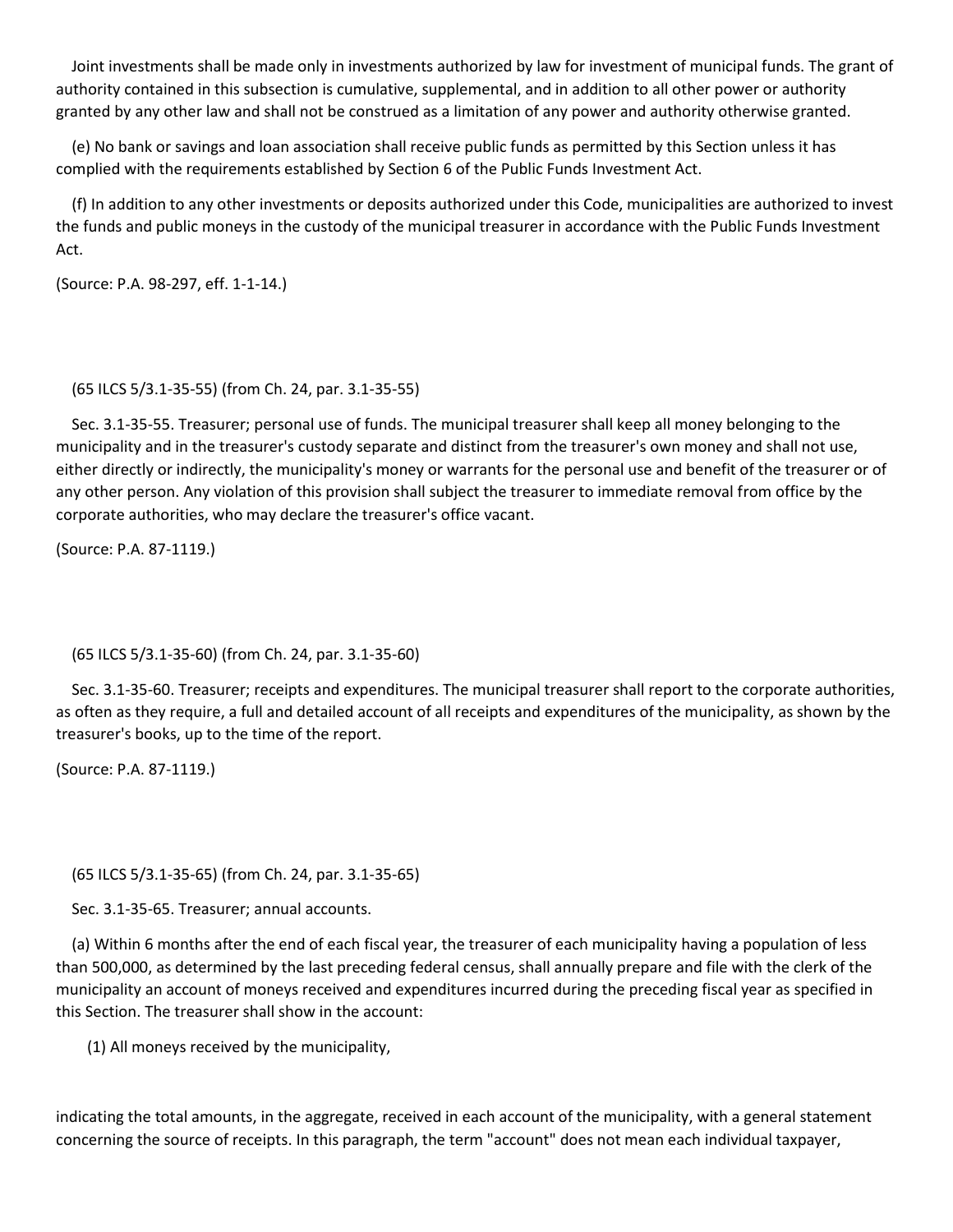Joint investments shall be made only in investments authorized by law for investment of municipal funds. The grant of authority contained in this subsection is cumulative, supplemental, and in addition to all other power or authority granted by any other law and shall not be construed as a limitation of any power and authority otherwise granted.

(e) No bank or savings and loan association shall receive public funds as permitted by this Section unless it has complied with the requirements established by Section 6 of the Public Funds Investment Act.

(f) In addition to any other investments or deposits authorized under this Code, municipalities are authorized to invest the funds and public moneys in the custody of the municipal treasurer in accordance with the Public Funds Investment Act.

(Source: P.A. 98-297, eff. 1-1-14.)

(65 ILCS 5/3.1-35-55) (from Ch. 24, par. 3.1-35-55)

Sec. 3.1-35-55. Treasurer; personal use of funds. The municipal treasurer shall keep all money belonging to the municipality and in the treasurer's custody separate and distinct from the treasurer's own money and shall not use, either directly or indirectly, the municipality's money or warrants for the personal use and benefit of the treasurer or of any other person. Any violation of this provision shall subject the treasurer to immediate removal from office by the corporate authorities, who may declare the treasurer's office vacant.

(Source: P.A. 87-1119.)

(65 ILCS 5/3.1-35-60) (from Ch. 24, par. 3.1-35-60)

Sec. 3.1-35-60. Treasurer; receipts and expenditures. The municipal treasurer shall report to the corporate authorities, as often as they require, a full and detailed account of all receipts and expenditures of the municipality, as shown by the treasurer's books, up to the time of the report.

(Source: P.A. 87-1119.)

(65 ILCS 5/3.1-35-65) (from Ch. 24, par. 3.1-35-65)

Sec. 3.1-35-65. Treasurer; annual accounts.

(a) Within 6 months after the end of each fiscal year, the treasurer of each municipality having a population of less than 500,000, as determined by the last preceding federal census, shall annually prepare and file with the clerk of the municipality an account of moneys received and expenditures incurred during the preceding fiscal year as specified in this Section. The treasurer shall show in the account:

(1) All moneys received by the municipality,

indicating the total amounts, in the aggregate, received in each account of the municipality, with a general statement concerning the source of receipts. In this paragraph, the term "account" does not mean each individual taxpayer,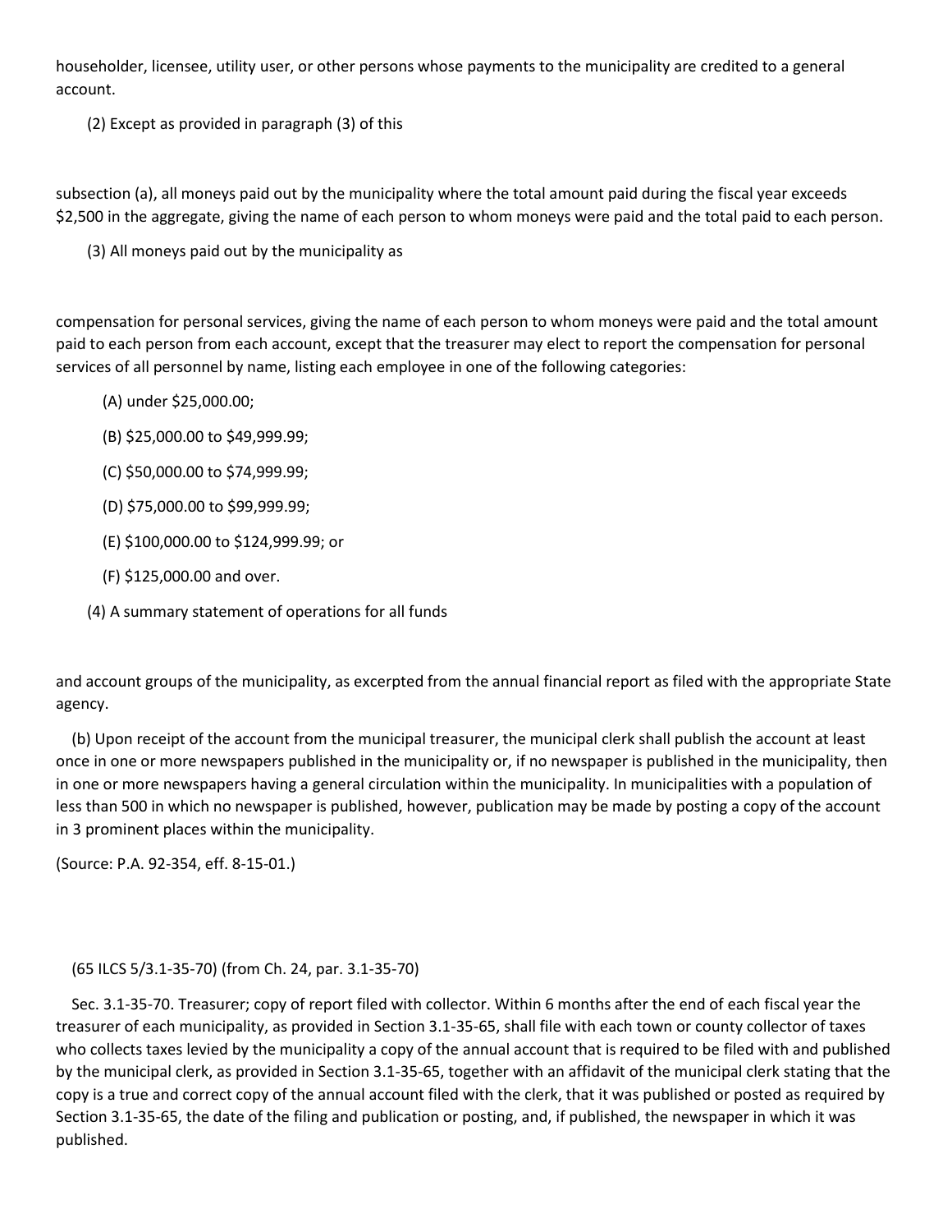householder, licensee, utility user, or other persons whose payments to the municipality are credited to a general account.

(2) Except as provided in paragraph (3) of this subsection (a), all moneys paid out by the municipality where the total amount paid during the fiscal year exceeds $2,500 in the aggregate, giving the name of each person to whom moneys were paid and the total paid to each person.

(3) All moneys paid out by the municipality as compensation for personal services, giving the name of each person to whom moneys were paid and the total amount paid to each person from each account, except that the treasurer may elect to report the compensation for personal services of all personnel by name, listing each employee in one of the following categories:

(A) under $25,000.00;

(B) $25,000.00 to $49,999.99;

(C) $50,000.00 to $74,999.99;

(D) $75,000.00 to $99,999.99;

(E) $100,000.00 to $124,999.99; or

(F) $125,000.00 and over.

(4) A summary statement of operations for all funds and account groups of the municipality, as excerpted from the annual financial report as filed with the appropriate State agency.

(b) Upon receipt of the account from the municipal treasurer, the municipal clerk shall publish the account at least once in one or more newspapers published in the municipality or, if no newspaper is published in the municipality, then in one or more newspapers having a general circulation within the municipality. In municipalities with a population of less than 500 in which no newspaper is published, however, publication may be made by posting a copy of the account in 3 prominent places within the municipality.

(Source: P.A. 92-354, eff. 8-15-01.)

(65 ILCS 5/3.1-35-70) (from Ch. 24, par. 3.1-35-70)

Sec. 3.1-35-70. Treasurer; copy of report filed with collector. Within 6 months after the end of each fiscal year the treasurer of each municipality, as provided in Section 3.1-35-65, shall file with each town or county collector of taxes who collects taxes levied by the municipality a copy of the annual account that is required to be filed with and published by the municipal clerk, as provided in Section 3.1-35-65, together with an affidavit of the municipal clerk stating that the copy is a true and correct copy of the annual account filed with the clerk, that it was published or posted as required by Section 3.1-35-65, the date of the filing and publication or posting, and, if published, the newspaper in which it was published.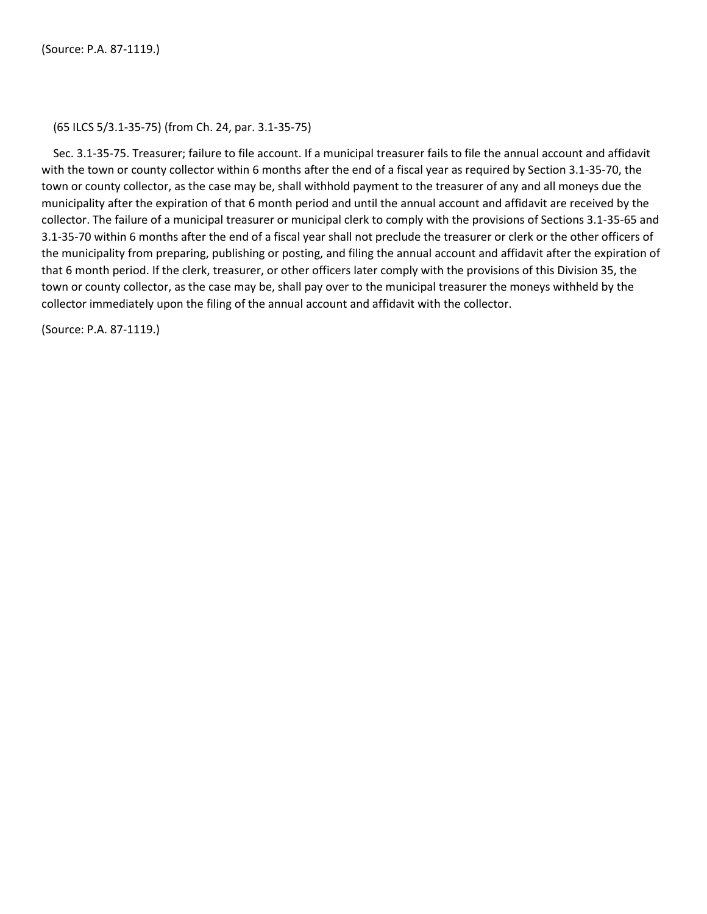(Source: P.A. 87-1119.)

(65 ILCS 5/3.1-35-75) (from Ch. 24, par. 3.1-35-75)

Sec. 3.1-35-75. Treasurer; failure to file account. If a municipal treasurer fails to file the annual account and affidavit with the town or county collector within 6 months after the end of a fiscal year as required by Section 3.1-35-70, the town or county collector, as the case may be, shall withhold payment to the treasurer of any and all moneys due the municipality after the expiration of that 6 month period and until the annual account and affidavit are received by the collector. The failure of a municipal treasurer or municipal clerk to comply with the provisions of Sections 3.1-35-65 and 3.1-35-70 within 6 months after the end of a fiscal year shall not preclude the treasurer or clerk or the other officers of the municipality from preparing, publishing or posting, and filing the annual account and affidavit after the expiration of that 6 month period. If the clerk, treasurer, or other officers later comply with the provisions of this Division 35, the town or county collector, as the case may be, shall pay over to the municipal treasurer the moneys withheld by the collector immediately upon the filing of the annual account and affidavit with the collector.

(Source: P.A. 87-1119.)